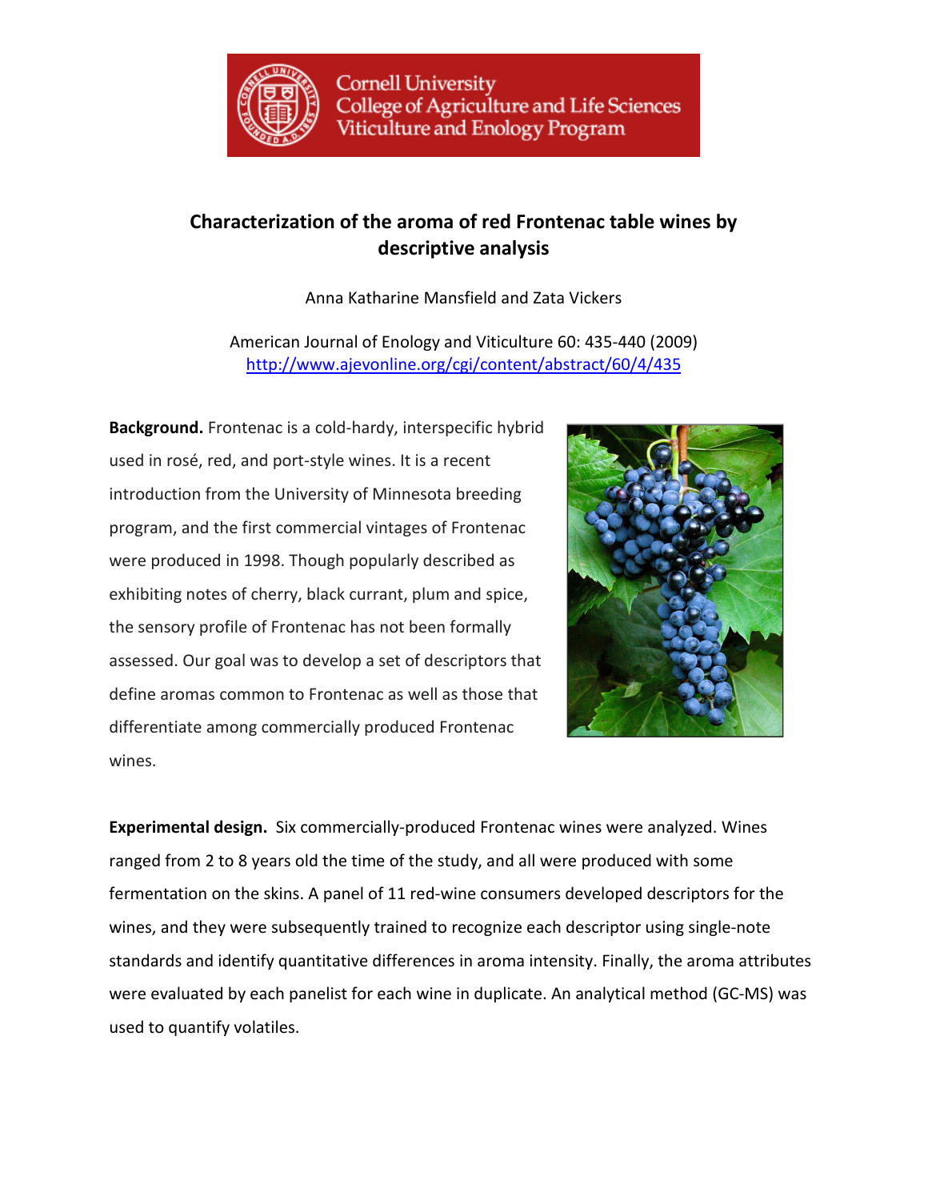Cornell University
College of Agriculture and Life Sciences
Viticulture and Enology Program

# Characterization of the aroma of red Frontenac table wines by descriptive analysis

Anna Katharine Mansfield and Zata Vickers

American Journal of Enology and Viticulture 60: 435-440 (2009)
http://www.ajevonline.org/cgi/content/abstract/60/4/435

**Background.** Frontenac is a cold-hardy, interspecific hybrid used in rosé, red, and port-style wines. It is a recent introduction from the University of Minnesota breeding program, and the first commercial vintages of Frontenac were produced in 1998. Though popularly described as exhibiting notes of cherry, black currant, plum and spice, the sensory profile of Frontenac has not been formally assessed. Our goal was to develop a set of descriptors that define aromas common to Frontenac as well as those that differentiate among commercially produced Frontenac wines.

**Experimental design.** Six commercially-produced Frontenac wines were analyzed. Wines ranged from 2 to 8 years old the time of the study, and all were produced with some fermentation on the skins. A panel of 11 red-wine consumers developed descriptors for the wines, and they were subsequently trained to recognize each descriptor using single-note standards and identify quantitative differences in aroma intensity. Finally, the aroma attributes were evaluated by each panelist for each wine in duplicate. An analytical method (GC-MS) was used to quantify volatiles.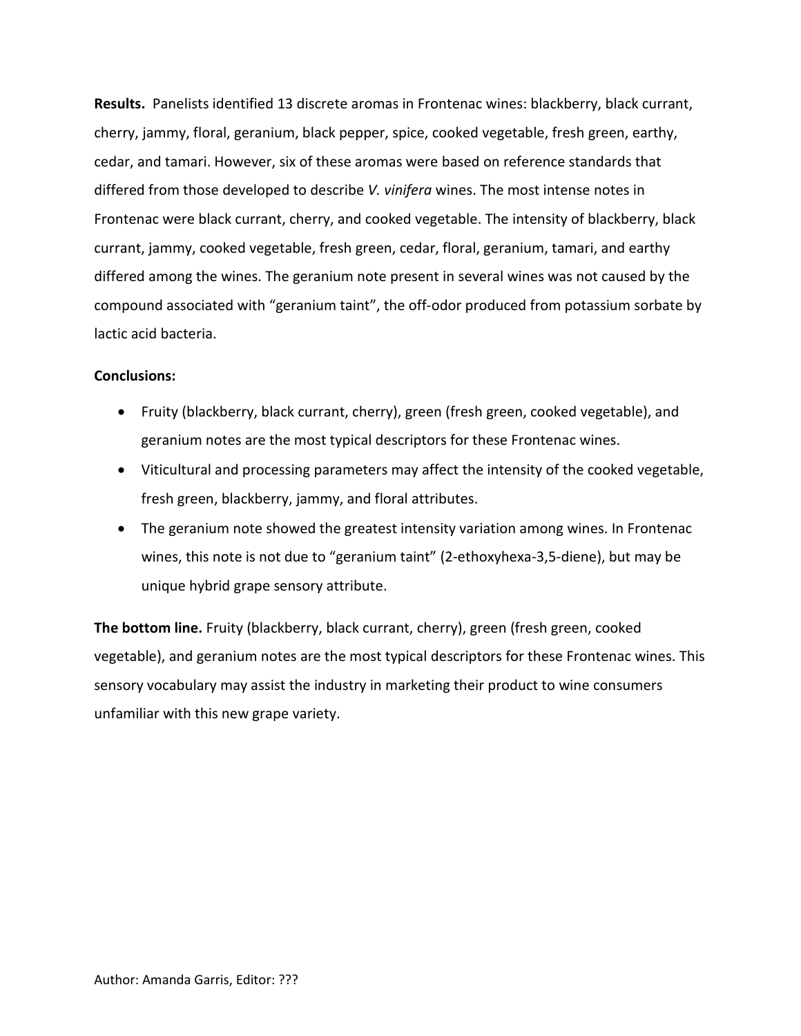**Results.** Panelists identified 13 discrete aromas in Frontenac wines: blackberry, black currant, cherry, jammy, floral, geranium, black pepper, spice, cooked vegetable, fresh green, earthy, cedar, and tamari. However, six of these aromas were based on reference standards that differed from those developed to describe *V. vinifera* wines. The most intense notes in Frontenac were black currant, cherry, and cooked vegetable. The intensity of blackberry, black currant, jammy, cooked vegetable, fresh green, cedar, floral, geranium, tamari, and earthy differed among the wines. The geranium note present in several wines was not caused by the compound associated with "geranium taint", the off-odor produced from potassium sorbate by lactic acid bacteria.

**Conclusions:**

- Fruity (blackberry, black currant, cherry), green (fresh green, cooked vegetable), and geranium notes are the most typical descriptors for these Frontenac wines.
- Viticultural and processing parameters may affect the intensity of the cooked vegetable, fresh green, blackberry, jammy, and floral attributes.
- The geranium note showed the greatest intensity variation among wines. In Frontenac wines, this note is not due to "geranium taint" (2-ethoxyhexa-3,5-diene), but may be unique hybrid grape sensory attribute.

**The bottom line.** Fruity (blackberry, black currant, cherry), green (fresh green, cooked vegetable), and geranium notes are the most typical descriptors for these Frontenac wines. This sensory vocabulary may assist the industry in marketing their product to wine consumers unfamiliar with this new grape variety.

Author: Amanda Garris, Editor: ???